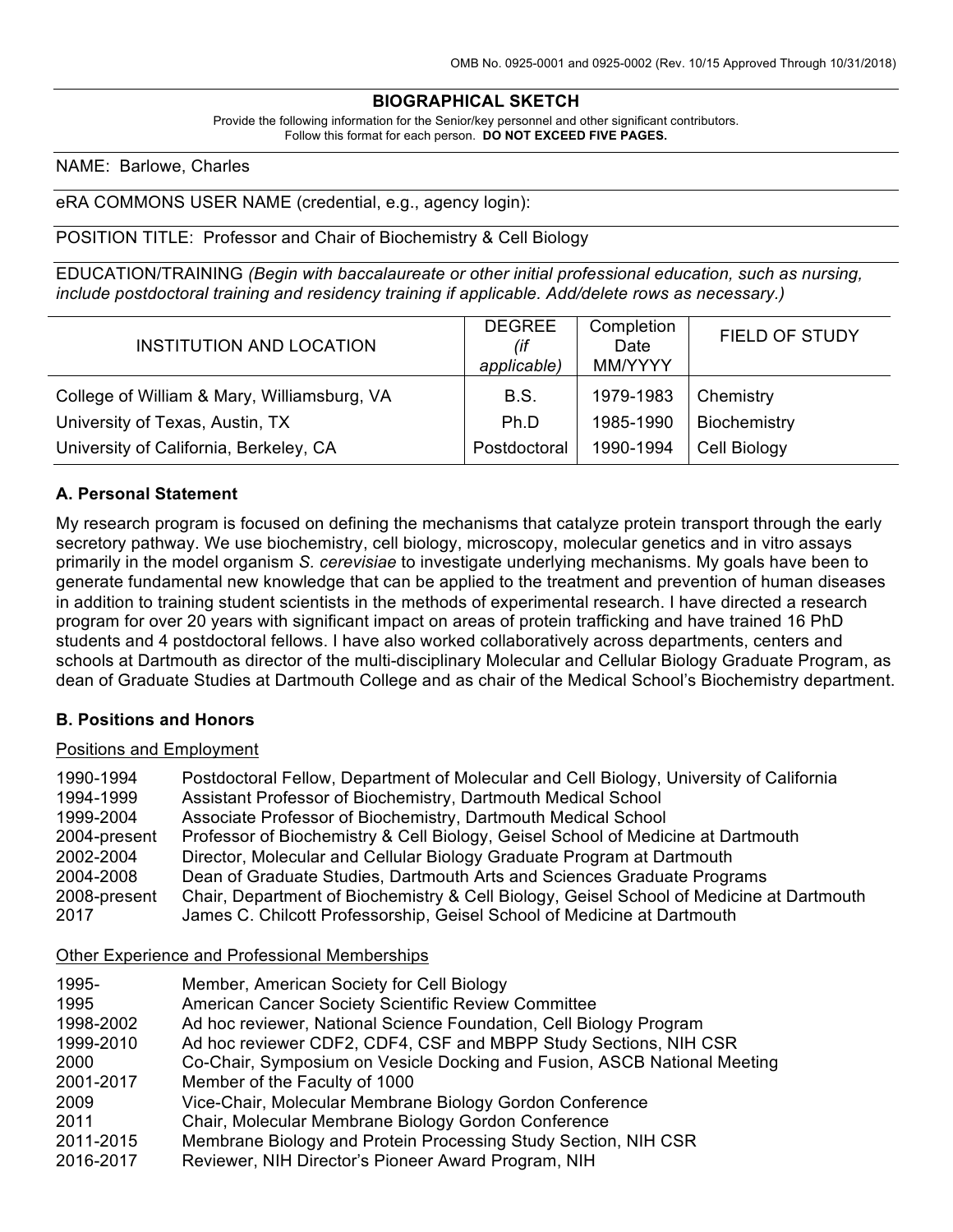OMB No. 0925-0001 and 0925-0002 (Rev. 10/15 Approved Through 10/31/2018)

# BIOGRAPHICAL SKETCH

Provide the following information for the Senior/key personnel and other significant contributors.
Follow this format for each person. **DO NOT EXCEED FIVE PAGES.**

NAME: Barlowe, Charles

eRA COMMONS USER NAME (credential, e.g., agency login):

POSITION TITLE: Professor and Chair of Biochemistry & Cell Biology

EDUCATION/TRAINING *(Begin with baccalaureate or other initial professional education, such as nursing, include postdoctoral training and residency training if applicable. Add/delete rows as necessary.)*

| INSTITUTION AND LOCATION | DEGREE *(if applicable)* | Completion Date MM/YYYY | FIELD OF STUDY |
|---|---|---|---|
| College of William & Mary, Williamsburg, VA | B.S. | 1979-1983 | Chemistry |
| University of Texas, Austin, TX | Ph.D | 1985-1990 | Biochemistry |
| University of California, Berkeley, CA | Postdoctoral | 1990-1994 | Cell Biology |

## A. Personal Statement

My research program is focused on defining the mechanisms that catalyze protein transport through the early secretory pathway. We use biochemistry, cell biology, microscopy, molecular genetics and in vitro assays primarily in the model organism *S. cerevisiae* to investigate underlying mechanisms. My goals have been to generate fundamental new knowledge that can be applied to the treatment and prevention of human diseases in addition to training student scientists in the methods of experimental research. I have directed a research program for over 20 years with significant impact on areas of protein trafficking and have trained 16 PhD students and 4 postdoctoral fellows. I have also worked collaboratively across departments, centers and schools at Dartmouth as director of the multi-disciplinary Molecular and Cellular Biology Graduate Program, as dean of Graduate Studies at Dartmouth College and as chair of the Medical School's Biochemistry department.

## B. Positions and Honors

Positions and Employment

| | |
|---|---|
| 1990-1994 | Postdoctoral Fellow, Department of Molecular and Cell Biology, University of California |
| 1994-1999 | Assistant Professor of Biochemistry, Dartmouth Medical School |
| 1999-2004 | Associate Professor of Biochemistry, Dartmouth Medical School |
| 2004-present | Professor of Biochemistry & Cell Biology, Geisel School of Medicine at Dartmouth |
| 2002-2004 | Director, Molecular and Cellular Biology Graduate Program at Dartmouth |
| 2004-2008 | Dean of Graduate Studies, Dartmouth Arts and Sciences Graduate Programs |
| 2008-present | Chair, Department of Biochemistry & Cell Biology, Geisel School of Medicine at Dartmouth |
| 2017 | James C. Chilcott Professorship, Geisel School of Medicine at Dartmouth |

Other Experience and Professional Memberships

| | |
|---|---|
| 1995- | Member, American Society for Cell Biology |
| 1995 | American Cancer Society Scientific Review Committee |
| 1998-2002 | Ad hoc reviewer, National Science Foundation, Cell Biology Program |
| 1999-2010 | Ad hoc reviewer CDF2, CDF4, CSF and MBPP Study Sections, NIH CSR |
| 2000 | Co-Chair, Symposium on Vesicle Docking and Fusion, ASCB National Meeting |
| 2001-2017 | Member of the Faculty of 1000 |
| 2009 | Vice-Chair, Molecular Membrane Biology Gordon Conference |
| 2011 | Chair, Molecular Membrane Biology Gordon Conference |
| 2011-2015 | Membrane Biology and Protein Processing Study Section, NIH CSR |
| 2016-2017 | Reviewer, NIH Director's Pioneer Award Program, NIH |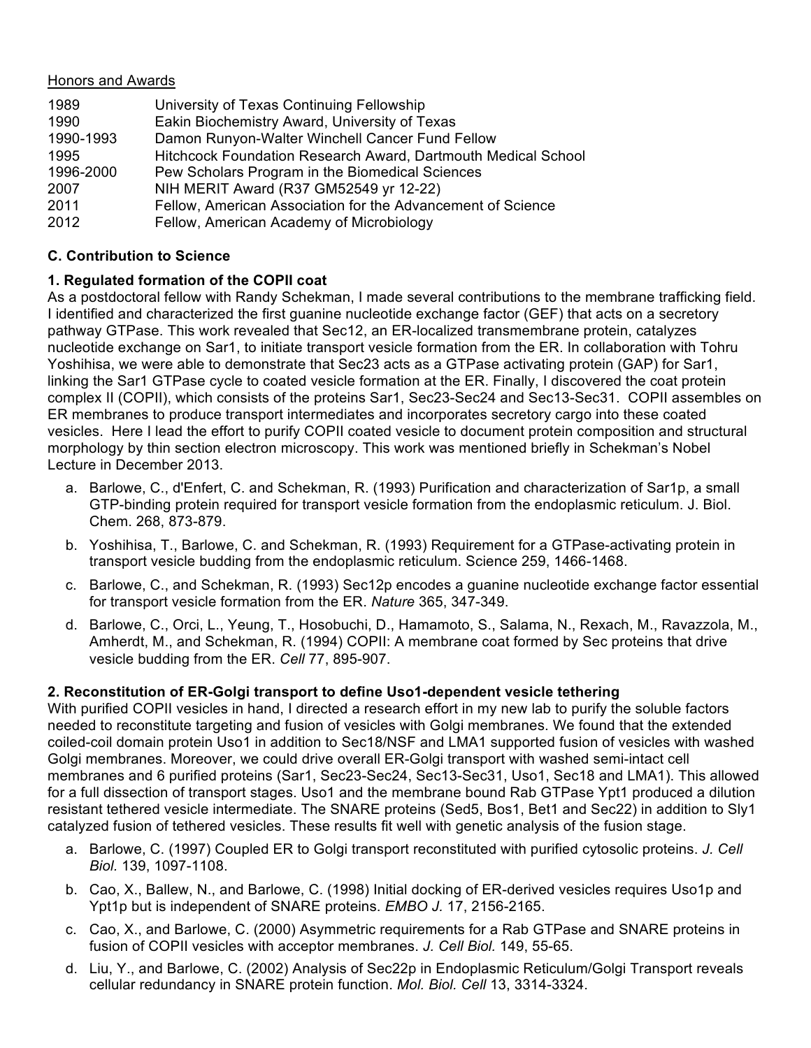<u>Honors and Awards</u>

| | |
|---|---|
| 1989 | University of Texas Continuing Fellowship |
| 1990 | Eakin Biochemistry Award, University of Texas |
| 1990-1993 | Damon Runyon-Walter Winchell Cancer Fund Fellow |
| 1995 | Hitchcock Foundation Research Award, Dartmouth Medical School |
| 1996-2000 | Pew Scholars Program in the Biomedical Sciences |
| 2007 | NIH MERIT Award (R37 GM52549 yr 12-22) |
| 2011 | Fellow, American Association for the Advancement of Science |
| 2012 | Fellow, American Academy of Microbiology |

**C. Contribution to Science**

**1. Regulated formation of the COPII coat**

As a postdoctoral fellow with Randy Schekman, I made several contributions to the membrane trafficking field. I identified and characterized the first guanine nucleotide exchange factor (GEF) that acts on a secretory pathway GTPase. This work revealed that Sec12, an ER-localized transmembrane protein, catalyzes nucleotide exchange on Sar1, to initiate transport vesicle formation from the ER. In collaboration with Tohru Yoshihisa, we were able to demonstrate that Sec23 acts as a GTPase activating protein (GAP) for Sar1, linking the Sar1 GTPase cycle to coated vesicle formation at the ER. Finally, I discovered the coat protein complex II (COPII), which consists of the proteins Sar1, Sec23-Sec24 and Sec13-Sec31. COPII assembles on ER membranes to produce transport intermediates and incorporates secretory cargo into these coated vesicles. Here I lead the effort to purify COPII coated vesicle to document protein composition and structural morphology by thin section electron microscopy. This work was mentioned briefly in Schekman's Nobel Lecture in December 2013.

a. Barlowe, C., d'Enfert, C. and Schekman, R. (1993) Purification and characterization of Sar1p, a small GTP-binding protein required for transport vesicle formation from the endoplasmic reticulum. J. Biol. Chem. 268, 873-879.

b. Yoshihisa, T., Barlowe, C. and Schekman, R. (1993) Requirement for a GTPase-activating protein in transport vesicle budding from the endoplasmic reticulum. Science 259, 1466-1468.

c. Barlowe, C., and Schekman, R. (1993) Sec12p encodes a guanine nucleotide exchange factor essential for transport vesicle formation from the ER. *Nature* 365, 347-349.

d. Barlowe, C., Orci, L., Yeung, T., Hosobuchi, D., Hamamoto, S., Salama, N., Rexach, M., Ravazzola, M., Amherdt, M., and Schekman, R. (1994) COPII: A membrane coat formed by Sec proteins that drive vesicle budding from the ER. *Cell* 77, 895-907.

**2. Reconstitution of ER-Golgi transport to define Uso1-dependent vesicle tethering**

With purified COPII vesicles in hand, I directed a research effort in my new lab to purify the soluble factors needed to reconstitute targeting and fusion of vesicles with Golgi membranes. We found that the extended coiled-coil domain protein Uso1 in addition to Sec18/NSF and LMA1 supported fusion of vesicles with washed Golgi membranes. Moreover, we could drive overall ER-Golgi transport with washed semi-intact cell membranes and 6 purified proteins (Sar1, Sec23-Sec24, Sec13-Sec31, Uso1, Sec18 and LMA1). This allowed for a full dissection of transport stages. Uso1 and the membrane bound Rab GTPase Ypt1 produced a dilution resistant tethered vesicle intermediate. The SNARE proteins (Sed5, Bos1, Bet1 and Sec22) in addition to Sly1 catalyzed fusion of tethered vesicles. These results fit well with genetic analysis of the fusion stage.

a. Barlowe, C. (1997) Coupled ER to Golgi transport reconstituted with purified cytosolic proteins. *J. Cell Biol.* 139, 1097-1108.

b. Cao, X., Ballew, N., and Barlowe, C. (1998) Initial docking of ER-derived vesicles requires Uso1p and Ypt1p but is independent of SNARE proteins. *EMBO J.* 17, 2156-2165.

c. Cao, X., and Barlowe, C. (2000) Asymmetric requirements for a Rab GTPase and SNARE proteins in fusion of COPII vesicles with acceptor membranes. *J. Cell Biol.* 149, 55-65.

d. Liu, Y., and Barlowe, C. (2002) Analysis of Sec22p in Endoplasmic Reticulum/Golgi Transport reveals cellular redundancy in SNARE protein function. *Mol. Biol. Cell* 13, 3314-3324.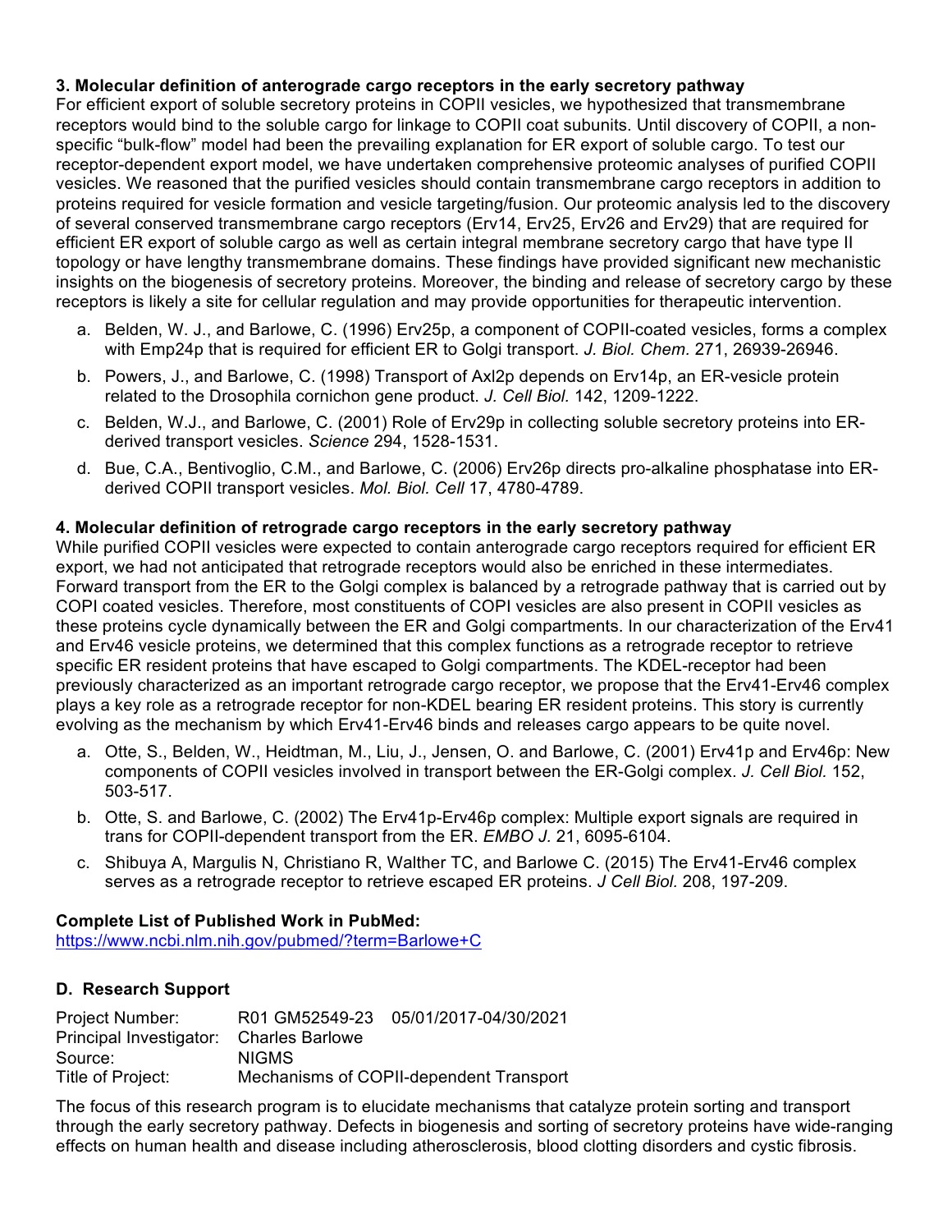**3. Molecular definition of anterograde cargo receptors in the early secretory pathway**

For efficient export of soluble secretory proteins in COPII vesicles, we hypothesized that transmembrane receptors would bind to the soluble cargo for linkage to COPII coat subunits. Until discovery of COPII, a non-specific "bulk-flow" model had been the prevailing explanation for ER export of soluble cargo. To test our receptor-dependent export model, we have undertaken comprehensive proteomic analyses of purified COPII vesicles. We reasoned that the purified vesicles should contain transmembrane cargo receptors in addition to proteins required for vesicle formation and vesicle targeting/fusion. Our proteomic analysis led to the discovery of several conserved transmembrane cargo receptors (Erv14, Erv25, Erv26 and Erv29) that are required for efficient ER export of soluble cargo as well as certain integral membrane secretory cargo that have type II topology or have lengthy transmembrane domains. These findings have provided significant new mechanistic insights on the biogenesis of secretory proteins. Moreover, the binding and release of secretory cargo by these receptors is likely a site for cellular regulation and may provide opportunities for therapeutic intervention.

a. Belden, W. J., and Barlowe, C. (1996) Erv25p, a component of COPII-coated vesicles, forms a complex with Emp24p that is required for efficient ER to Golgi transport. *J. Biol. Chem.* 271, 26939-26946.

b. Powers, J., and Barlowe, C. (1998) Transport of Axl2p depends on Erv14p, an ER-vesicle protein related to the Drosophila cornichon gene product. *J. Cell Biol.* 142, 1209-1222.

c. Belden, W.J., and Barlowe, C. (2001) Role of Erv29p in collecting soluble secretory proteins into ER-derived transport vesicles. *Science* 294, 1528-1531.

d. Bue, C.A., Bentivoglio, C.M., and Barlowe, C. (2006) Erv26p directs pro-alkaline phosphatase into ER-derived COPII transport vesicles. *Mol. Biol. Cell* 17, 4780-4789.

**4. Molecular definition of retrograde cargo receptors in the early secretory pathway**

While purified COPII vesicles were expected to contain anterograde cargo receptors required for efficient ER export, we had not anticipated that retrograde receptors would also be enriched in these intermediates. Forward transport from the ER to the Golgi complex is balanced by a retrograde pathway that is carried out by COPI coated vesicles. Therefore, most constituents of COPI vesicles are also present in COPII vesicles as these proteins cycle dynamically between the ER and Golgi compartments. In our characterization of the Erv41 and Erv46 vesicle proteins, we determined that this complex functions as a retrograde receptor to retrieve specific ER resident proteins that have escaped to Golgi compartments. The KDEL-receptor had been previously characterized as an important retrograde cargo receptor, we propose that the Erv41-Erv46 complex plays a key role as a retrograde receptor for non-KDEL bearing ER resident proteins. This story is currently evolving as the mechanism by which Erv41-Erv46 binds and releases cargo appears to be quite novel.

a. Otte, S., Belden, W., Heidtman, M., Liu, J., Jensen, O. and Barlowe, C. (2001) Erv41p and Erv46p: New components of COPII vesicles involved in transport between the ER-Golgi complex. *J. Cell Biol.* 152, 503-517.

b. Otte, S. and Barlowe, C. (2002) The Erv41p-Erv46p complex: Multiple export signals are required in trans for COPII-dependent transport from the ER. *EMBO J.* 21, 6095-6104.

c. Shibuya A, Margulis N, Christiano R, Walther TC, and Barlowe C. (2015) The Erv41-Erv46 complex serves as a retrograde receptor to retrieve escaped ER proteins. *J Cell Biol.* 208, 197-209.

**Complete List of Published Work in PubMed:**
https://www.ncbi.nlm.nih.gov/pubmed/?term=Barlowe+C

**D. Research Support**

Project Number: R01 GM52549-23 05/01/2017-04/30/2021
Principal Investigator: Charles Barlowe
Source: NIGMS
Title of Project: Mechanisms of COPII-dependent Transport

The focus of this research program is to elucidate mechanisms that catalyze protein sorting and transport through the early secretory pathway. Defects in biogenesis and sorting of secretory proteins have wide-ranging effects on human health and disease including atherosclerosis, blood clotting disorders and cystic fibrosis.